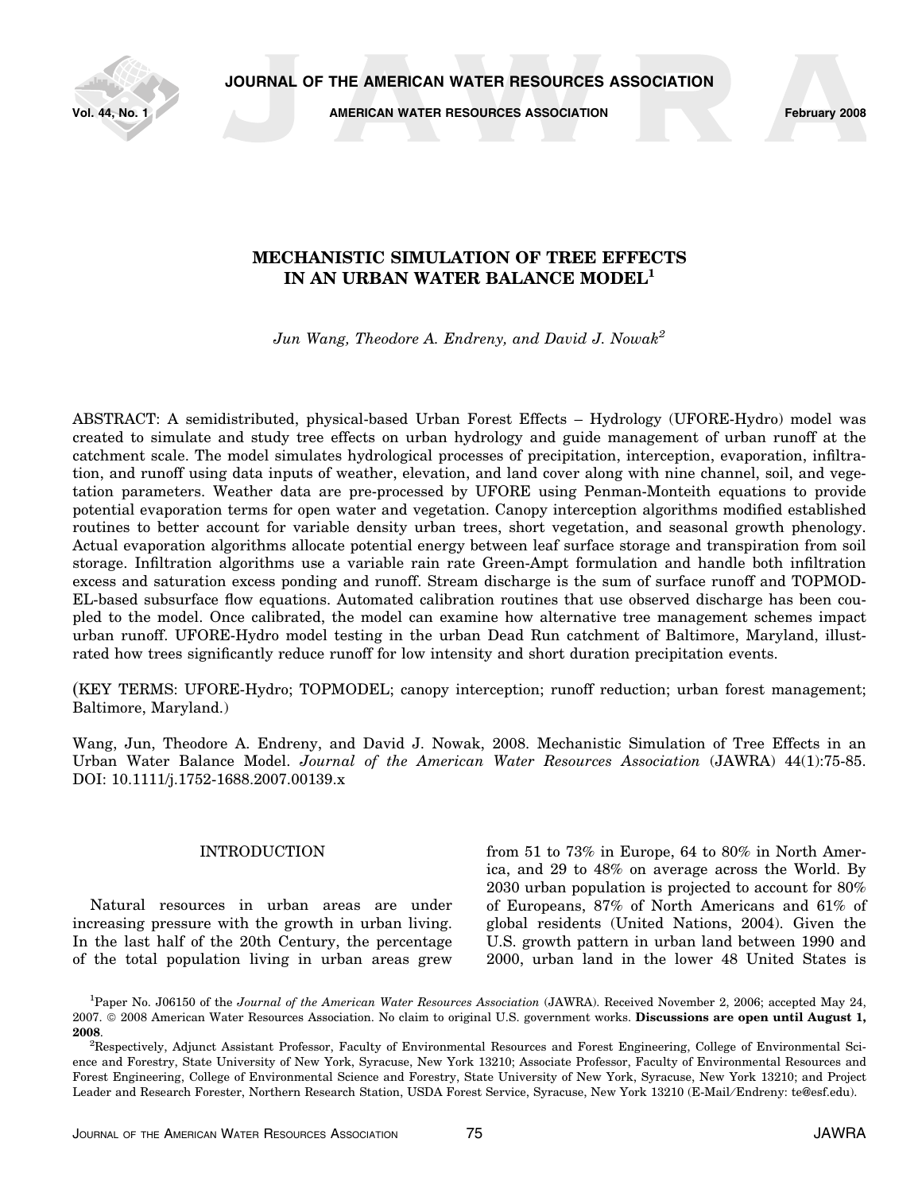# MECHANISTIC SIMULATION OF TREE EFFECTS IN AN URBAN WATER BALANCE MODEL[1]

*Jun Wang, Theodore A. Endreny, and David J. Nowak*[2]

ABSTRACT: A semidistributed, physical-based Urban Forest Effects – Hydrology (UFORE-Hydro) model was created to simulate and study tree effects on urban hydrology and guide management of urban runoff at the catchment scale. The model simulates hydrological processes of precipitation, interception, evaporation, infiltration, and runoff using data inputs of weather, elevation, and land cover along with nine channel, soil, and vegetation parameters. Weather data are pre-processed by UFORE using Penman-Monteith equations to provide potential evaporation terms for open water and vegetation. Canopy interception algorithms modified established routines to better account for variable density urban trees, short vegetation, and seasonal growth phenology. Actual evaporation algorithms allocate potential energy between leaf surface storage and transpiration from soil storage. Infiltration algorithms use a variable rain rate Green-Ampt formulation and handle both infiltration excess and saturation excess ponding and runoff. Stream discharge is the sum of surface runoff and TOPMODEL-based subsurface flow equations. Automated calibration routines that use observed discharge has been coupled to the model. Once calibrated, the model can examine how alternative tree management schemes impact urban runoff. UFORE-Hydro model testing in the urban Dead Run catchment of Baltimore, Maryland, illustrated how trees significantly reduce runoff for low intensity and short duration precipitation events.

(KEY TERMS: UFORE-Hydro; TOPMODEL; canopy interception; runoff reduction; urban forest management; Baltimore, Maryland.)

Wang, Jun, Theodore A. Endreny, and David J. Nowak, 2008. Mechanistic Simulation of Tree Effects in an Urban Water Balance Model. *Journal of the American Water Resources Association* (JAWRA) 44(1):75-85. DOI: 10.1111/j.1752-1688.2007.00139.x

## INTRODUCTION

Natural resources in urban areas are under increasing pressure with the growth in urban living. In the last half of the 20th Century, the percentage of the total population living in urban areas grew from 51 to 73% in Europe, 64 to 80% in North America, and 29 to 48% on average across the World. By 2030 urban population is projected to account for 80% of Europeans, 87% of North Americans and 61% of global residents (United Nations, 2004). Given the U.S. growth pattern in urban land between 1990 and 2000, urban land in the lower 48 United States is

[1]Paper No. J06150 of the *Journal of the American Water Resources Association* (JAWRA). Received November 2, 2006; accepted May 24, 2007. © 2008 American Water Resources Association. No claim to original U.S. government works. **Discussions are open until August 1, 2008**.

[2]Respectively, Adjunct Assistant Professor, Faculty of Environmental Resources and Forest Engineering, College of Environmental Science and Forestry, State University of New York, Syracuse, New York 13210; Associate Professor, Faculty of Environmental Resources and Forest Engineering, College of Environmental Science and Forestry, State University of New York, Syracuse, New York 13210; and Project Leader and Research Forester, Northern Research Station, USDA Forest Service, Syracuse, New York 13210 (E-Mail/Endreny: te@esf.edu).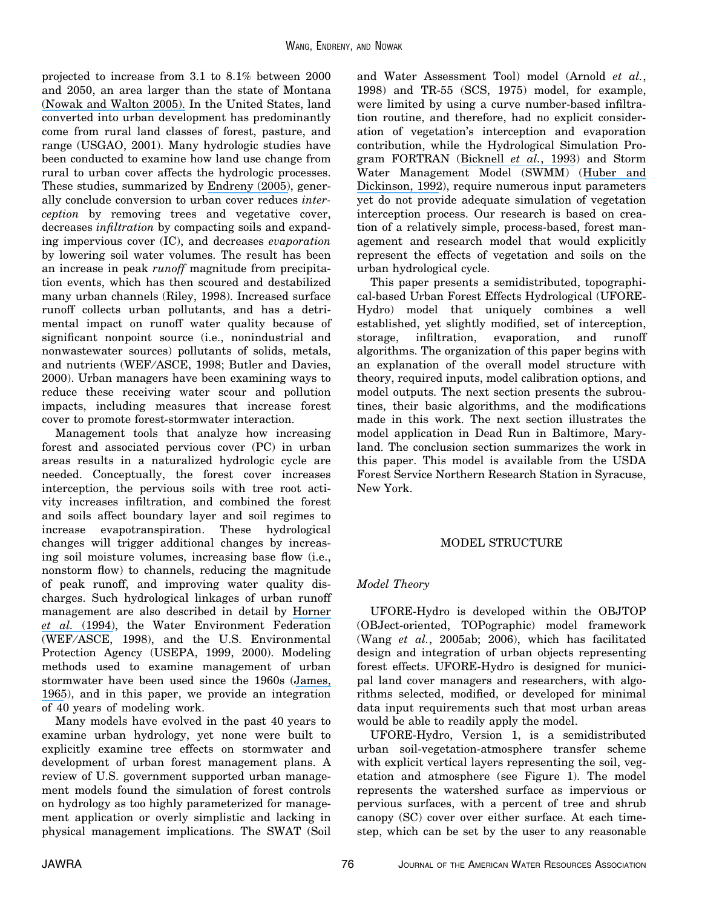projected to increase from 3.1 to 8.1% between 2000 and 2050, an area larger than the state of Montana (Nowak and Walton 2005). In the United States, land converted into urban development has predominantly come from rural land classes of forest, pasture, and range (USGAO, 2001). Many hydrologic studies have been conducted to examine how land use change from rural to urban cover affects the hydrologic processes. These studies, summarized by Endreny (2005), generally conclude conversion to urban cover reduces *interception* by removing trees and vegetative cover, decreases *infiltration* by compacting soils and expanding impervious cover (IC), and decreases *evaporation* by lowering soil water volumes. The result has been an increase in peak *runoff* magnitude from precipitation events, which has then scoured and destabilized many urban channels (Riley, 1998). Increased surface runoff collects urban pollutants, and has a detrimental impact on runoff water quality because of significant nonpoint source (i.e., nonindustrial and nonwastewater sources) pollutants of solids, metals, and nutrients (WEF/ASCE, 1998; Butler and Davies, 2000). Urban managers have been examining ways to reduce these receiving water scour and pollution impacts, including measures that increase forest cover to promote forest-stormwater interaction.

Management tools that analyze how increasing forest and associated pervious cover (PC) in urban areas results in a naturalized hydrologic cycle are needed. Conceptually, the forest cover increases interception, the pervious soils with tree root activity increases infiltration, and combined the forest and soils affect boundary layer and soil regimes to increase evapotranspiration. These hydrological changes will trigger additional changes by increasing soil moisture volumes, increasing base flow (i.e., nonstorm flow) to channels, reducing the magnitude of peak runoff, and improving water quality discharges. Such hydrological linkages of urban runoff management are also described in detail by Horner *et al.* (1994), the Water Environment Federation (WEF/ASCE, 1998), and the U.S. Environmental Protection Agency (USEPA, 1999, 2000). Modeling methods used to examine management of urban stormwater have been used since the 1960s (James, 1965), and in this paper, we provide an integration of 40 years of modeling work.

Many models have evolved in the past 40 years to examine urban hydrology, yet none were built to explicitly examine tree effects on stormwater and development of urban forest management plans. A review of U.S. government supported urban management models found the simulation of forest controls on hydrology as too highly parameterized for management application or overly simplistic and lacking in physical management implications. The SWAT (Soil and Water Assessment Tool) model (Arnold *et al.*, 1998) and TR-55 (SCS, 1975) model, for example, were limited by using a curve number-based infiltration routine, and therefore, had no explicit consideration of vegetation's interception and evaporation contribution, while the Hydrological Simulation Program FORTRAN (Bicknell *et al.*, 1993) and Storm Water Management Model (SWMM) (Huber and Dickinson, 1992), require numerous input parameters yet do not provide adequate simulation of vegetation interception process. Our research is based on creation of a relatively simple, process-based, forest management and research model that would explicitly represent the effects of vegetation and soils on the urban hydrological cycle.

This paper presents a semidistributed, topographical-based Urban Forest Effects Hydrological (UFORE-Hydro) model that uniquely combines a well established, yet slightly modified, set of interception, storage, infiltration, evaporation, and runoff algorithms. The organization of this paper begins with an explanation of the overall model structure with theory, required inputs, model calibration options, and model outputs. The next section presents the subroutines, their basic algorithms, and the modifications made in this work. The next section illustrates the model application in Dead Run in Baltimore, Maryland. The conclusion section summarizes the work in this paper. This model is available from the USDA Forest Service Northern Research Station in Syracuse, New York.

## MODEL STRUCTURE

### *Model Theory*

UFORE-Hydro is developed within the OBJTOP (OBJect-oriented, TOPographic) model framework (Wang *et al.*, 2005ab; 2006), which has facilitated design and integration of urban objects representing forest effects. UFORE-Hydro is designed for municipal land cover managers and researchers, with algorithms selected, modified, or developed for minimal data input requirements such that most urban areas would be able to readily apply the model.

UFORE-Hydro, Version 1, is a semidistributed urban soil-vegetation-atmosphere transfer scheme with explicit vertical layers representing the soil, vegetation and atmosphere (see Figure 1). The model represents the watershed surface as impervious or pervious surfaces, with a percent of tree and shrub canopy (SC) cover over either surface. At each time-step, which can be set by the user to any reasonable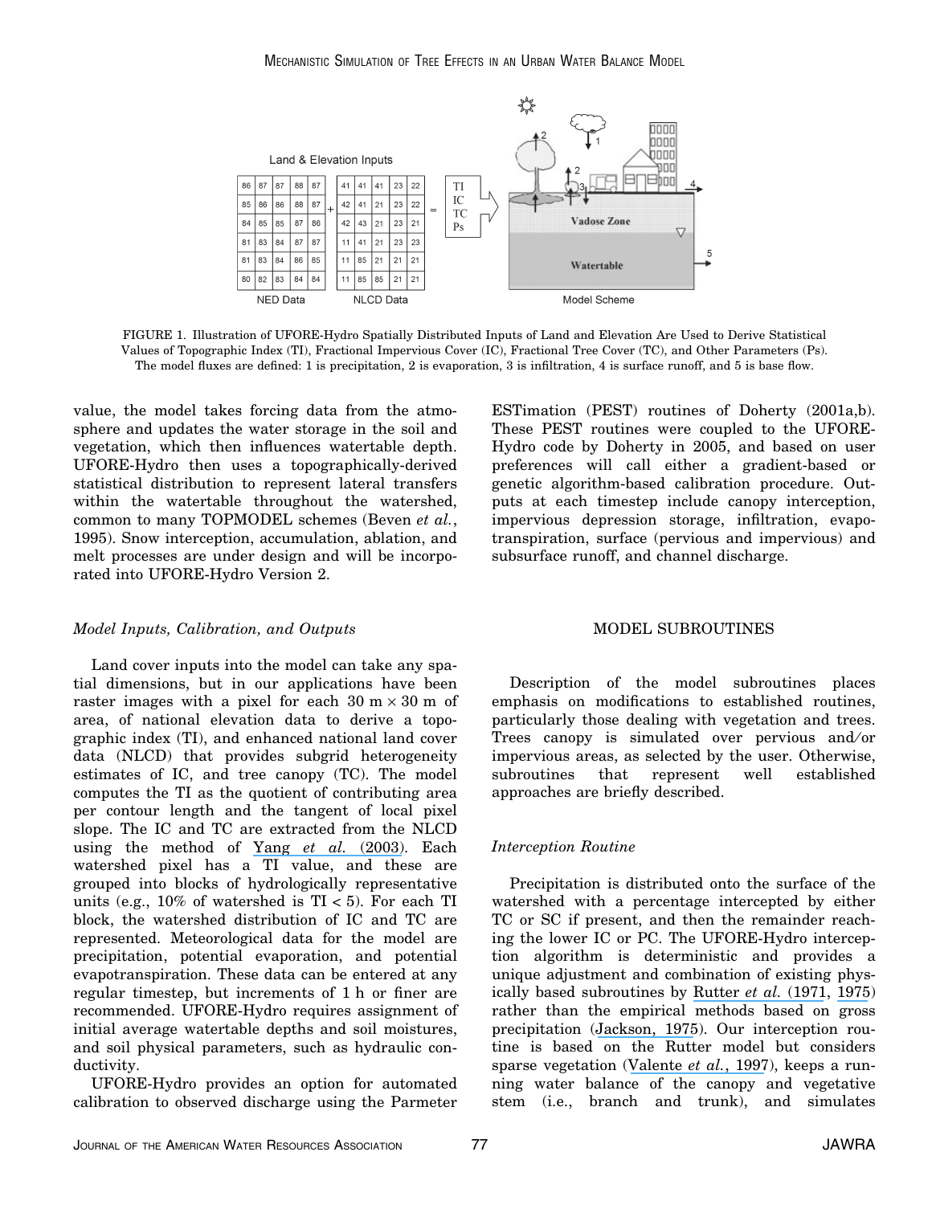FIGURE 1. Illustration of UFORE-Hydro Spatially Distributed Inputs of Land and Elevation Are Used to Derive Statistical Values of Topographic Index (TI), Fractional Impervious Cover (IC), Fractional Tree Cover (TC), and Other Parameters (Ps). The model fluxes are defined: 1 is precipitation, 2 is evaporation, 3 is infiltration, 4 is surface runoff, and 5 is base flow.

value, the model takes forcing data from the atmosphere and updates the water storage in the soil and vegetation, which then influences watertable depth. UFORE-Hydro then uses a topographically-derived statistical distribution to represent lateral transfers within the watertable throughout the watershed, common to many TOPMODEL schemes (Beven *et al.*, 1995). Snow interception, accumulation, ablation, and melt processes are under design and will be incorporated into UFORE-Hydro Version 2.

### *Model Inputs, Calibration, and Outputs*

Land cover inputs into the model can take any spatial dimensions, but in our applications have been raster images with a pixel for each 30 m × 30 m of area, of national elevation data to derive a topographic index (TI), and enhanced national land cover data (NLCD) that provides subgrid heterogeneity estimates of IC, and tree canopy (TC). The model computes the TI as the quotient of contributing area per contour length and the tangent of local pixel slope. The IC and TC are extracted from the NLCD using the method of Yang *et al.* (2003). Each watershed pixel has a TI value, and these are grouped into blocks of hydrologically representative units (e.g., 10% of watershed is TI < 5). For each TI block, the watershed distribution of IC and TC are represented. Meteorological data for the model are precipitation, potential evaporation, and potential evapotranspiration. These data can be entered at any regular timestep, but increments of 1 h or finer are recommended. UFORE-Hydro requires assignment of initial average watertable depths and soil moistures, and soil physical parameters, such as hydraulic conductivity.

UFORE-Hydro provides an option for automated calibration to observed discharge using the Parmeter ESTimation (PEST) routines of Doherty (2001a,b). These PEST routines were coupled to the UFORE-Hydro code by Doherty in 2005, and based on user preferences will call either a gradient-based or genetic algorithm-based calibration procedure. Outputs at each timestep include canopy interception, impervious depression storage, infiltration, evapotranspiration, surface (pervious and impervious) and subsurface runoff, and channel discharge.

## MODEL SUBROUTINES

Description of the model subroutines places emphasis on modifications to established routines, particularly those dealing with vegetation and trees. Trees canopy is simulated over pervious and/or impervious areas, as selected by the user. Otherwise, subroutines that represent well established approaches are briefly described.

### *Interception Routine*

Precipitation is distributed onto the surface of the watershed with a percentage intercepted by either TC or SC if present, and then the remainder reaching the lower IC or PC. The UFORE-Hydro interception algorithm is deterministic and provides a unique adjustment and combination of existing physically based subroutines by Rutter *et al.* (1971, 1975) rather than the empirical methods based on gross precipitation (Jackson, 1975). Our interception routine is based on the Rutter model but considers sparse vegetation (Valente *et al.*, 1997), keeps a running water balance of the canopy and vegetative stem (i.e., branch and trunk), and simulates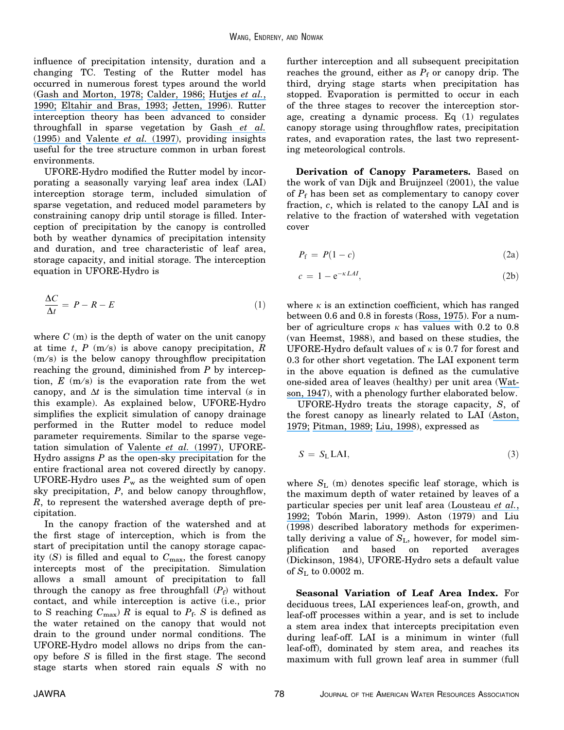influence of precipitation intensity, duration and a changing TC. Testing of the Rutter model has occurred in numerous forest types around the world (Gash and Morton, 1978; Calder, 1986; Hutjes *et al.*, 1990; Eltahir and Bras, 1993; Jetten, 1996). Rutter interception theory has been advanced to consider throughfall in sparse vegetation by Gash *et al.* (1995) and Valente *et al.* (1997), providing insights useful for the tree structure common in urban forest environments.

UFORE-Hydro modified the Rutter model by incorporating a seasonally varying leaf area index (LAI) interception storage term, included simulation of sparse vegetation, and reduced model parameters by constraining canopy drip until storage is filled. Interception of precipitation by the canopy is controlled both by weather dynamics of precipitation intensity and duration, and tree characteristic of leaf area, storage capacity, and initial storage. The interception equation in UFORE-Hydro is

$$\frac{\Delta C}{\Delta t} = P - R - E \tag{1}$$

where $C$ (m) is the depth of water on the unit canopy at time $t$, $P$ (m/s) is above canopy precipitation, $R$ (m/s) is the below canopy throughflow precipitation reaching the ground, diminished from $P$ by interception, $E$ (m/s) is the evaporation rate from the wet canopy, and $\Delta t$ is the simulation time interval ($s$ in this example). As explained below, UFORE-Hydro simplifies the explicit simulation of canopy drainage performed in the Rutter model to reduce model parameter requirements. Similar to the sparse vegetation simulation of Valente *et al.* (1997), UFORE-Hydro assigns $P$ as the open-sky precipitation for the entire fractional area not covered directly by canopy. UFORE-Hydro uses $P_w$ as the weighted sum of open sky precipitation, $P$, and below canopy throughflow, $R$, to represent the watershed average depth of precipitation.

In the canopy fraction of the watershed and at the first stage of interception, which is from the start of precipitation until the canopy storage capacity ($S$) is filled and equal to $C_{max}$, the forest canopy intercepts most of the precipitation. Simulation allows a small amount of precipitation to fall through the canopy as free throughfall ($P_f$) without contact, and while interception is active (i.e., prior to S reaching $C_{max}$) $R$ is equal to $P_f$. $S$ is defined as the water retained on the canopy that would not drain to the ground under normal conditions. The UFORE-Hydro model allows no drips from the canopy before $S$ is filled in the first stage. The second stage starts when stored rain equals $S$ with no further interception and all subsequent precipitation reaches the ground, either as $P_f$ or canopy drip. The third, drying stage starts when precipitation has stopped. Evaporation is permitted to occur in each of the three stages to recover the interception storage, creating a dynamic process. Eq (1) regulates canopy storage using throughflow rates, precipitation rates, and evaporation rates, the last two representing meteorological controls.

**Derivation of Canopy Parameters.** Based on the work of van Dijk and Bruijnzeel (2001), the value of $P_f$ has been set as complementary to canopy cover fraction, $c$, which is related to the canopy LAI and is relative to the fraction of watershed with vegetation cover

$$P_f = P(1 - c) \tag{2a}$$

$$c = 1 - e^{-\kappa LAI}, \tag{2b}$$

where $\kappa$ is an extinction coefficient, which has ranged between 0.6 and 0.8 in forests (Ross, 1975). For a number of agriculture crops $\kappa$ has values with 0.2 to 0.8 (van Heemst, 1988), and based on these studies, the UFORE-Hydro default values of $\kappa$ is 0.7 for forest and 0.3 for other short vegetation. The LAI exponent term in the above equation is defined as the cumulative one-sided area of leaves (healthy) per unit area (Watson, 1947), with a phenology further elaborated below.

UFORE-Hydro treats the storage capacity, $S$, of the forest canopy as linearly related to LAI (Aston, 1979; Pitman, 1989; Liu, 1998), expressed as

$$S = S_L \, \text{LAI}, \tag{3}$$

where $S_L$ (m) denotes specific leaf storage, which is the maximum depth of water retained by leaves of a particular species per unit leaf area (Lousteau *et al.*, 1992; Tobón Marin, 1999). Aston (1979) and Liu (1998) described laboratory methods for experimentally deriving a value of $S_L$, however, for model simplification and based on reported averages (Dickinson, 1984), UFORE-Hydro sets a default value of $S_L$ to 0.0002 m.

**Seasonal Variation of Leaf Area Index.** For deciduous trees, LAI experiences leaf-on, growth, and leaf-off processes within a year, and is set to include a stem area index that intercepts precipitation even during leaf-off. LAI is a minimum in winter (full leaf-off), dominated by stem area, and reaches its maximum with full grown leaf area in summer (full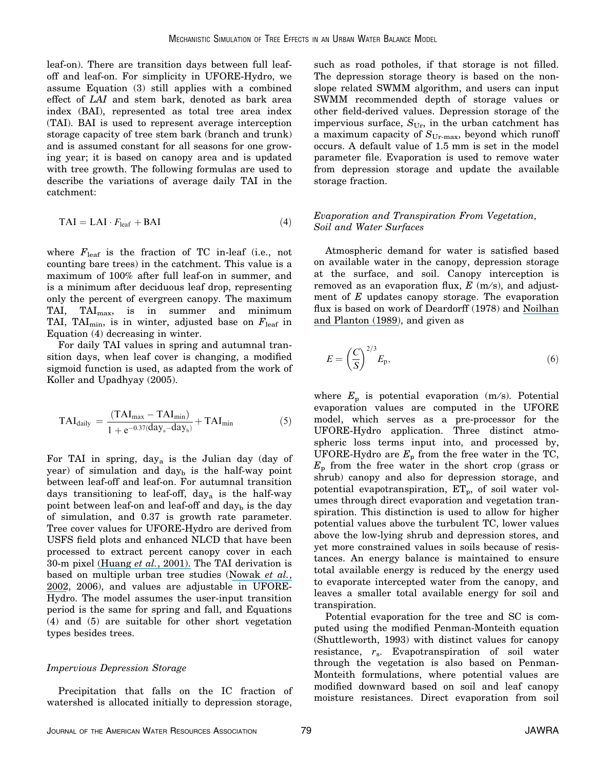leaf-on). There are transition days between full leaf-off and leaf-on. For simplicity in UFORE-Hydro, we assume Equation (3) still applies with a combined effect of *LAI* and stem bark, denoted as bark area index (BAI), represented as total tree area index (TAI). BAI is used to represent average interception storage capacity of tree stem bark (branch and trunk) and is assumed constant for all seasons for one growing year; it is based on canopy area and is updated with tree growth. The following formulas are used to describe the variations of average daily TAI in the catchment:

$$\mathrm{TAI} = \mathrm{LAI} \cdot F_{\mathrm{leaf}} + \mathrm{BAI} \tag{4}$$

where $F_{\mathrm{leaf}}$ is the fraction of TC in-leaf (i.e., not counting bare trees) in the catchment. This value is a maximum of 100% after full leaf-on in summer, and is a minimum after deciduous leaf drop, representing only the percent of evergreen canopy. The maximum TAI, $\mathrm{TAI}_{\mathrm{max}}$, is in summer and minimum TAI, $\mathrm{TAI}_{\mathrm{min}}$, is in winter, adjusted base on $F_{\mathrm{leaf}}$ in Equation (4) decreasing in winter.

For daily TAI values in spring and autumnal transition days, when leaf cover is changing, a modified sigmoid function is used, as adapted from the work of Koller and Upadhyay (2005).

$$\mathrm{TAI}_{\mathrm{daily}} = \frac{(\mathrm{TAI}_{\mathrm{max}} - \mathrm{TAI}_{\mathrm{min}})}{1 + e^{-0.37(\mathrm{day}_a - \mathrm{day}_b)}} + \mathrm{TAI}_{\mathrm{min}} \tag{5}$$

For TAI in spring, $\mathrm{day}_a$ is the Julian day (day of year) of simulation and $\mathrm{day}_b$ is the half-way point between leaf-off and leaf-on. For autumnal transition days transitioning to leaf-off, $\mathrm{day}_a$ is the half-way point between leaf-on and leaf-off and $\mathrm{day}_b$ is the day of simulation, and 0.37 is growth rate parameter. Tree cover values for UFORE-Hydro are derived from USFS field plots and enhanced NLCD that have been processed to extract percent canopy cover in each 30-m pixel (Huang *et al.*, 2001). The TAI derivation is based on multiple urban tree studies (Nowak *et al.*, 2002, 2006), and values are adjustable in UFORE-Hydro. The model assumes the user-input transition period is the same for spring and fall, and Equations (4) and (5) are suitable for other short vegetation types besides trees.

*Impervious Depression Storage*

Precipitation that falls on the IC fraction of watershed is allocated initially to depression storage, such as road potholes, if that storage is not filled. The depression storage theory is based on the non-slope related SWMM algorithm, and users can input SWMM recommended depth of storage values or other field-derived values. Depression storage of the impervious surface, $S_{\mathrm{Ur}}$, in the urban catchment has a maximum capacity of $S_{\mathrm{Ur\text{-}max}}$, beyond which runoff occurs. A default value of 1.5 mm is set in the model parameter file. Evaporation is used to remove water from depression storage and update the available storage fraction.

*Evaporation and Transpiration From Vegetation, Soil and Water Surfaces*

Atmospheric demand for water is satisfied based on available water in the canopy, depression storage at the surface, and soil. Canopy interception is removed as an evaporation flux, $E$ (m/s), and adjustment of $E$ updates canopy storage. The evaporation flux is based on work of Deardorff (1978) and Noilhan and Planton (1989), and given as

$$E = \left(\frac{C}{S}\right)^{2/3} E_{\mathrm{p}}, \tag{6}$$

where $E_{\mathrm{p}}$ is potential evaporation (m/s). Potential evaporation values are computed in the UFORE model, which serves as a pre-processor for the UFORE-Hydro application. Three distinct atmospheric loss terms input into, and processed by, UFORE-Hydro are $E_{\mathrm{p}}$ from the free water in the TC, $E_{\mathrm{p}}$ from the free water in the short crop (grass or shrub) canopy and also for depression storage, and potential evapotranspiration, $\mathrm{ET}_{\mathrm{p}}$, of soil water volumes through direct evaporation and vegetation transpiration. This distinction is used to allow for higher potential values above the turbulent TC, lower values above the low-lying shrub and depression stores, and yet more constrained values in soils because of resistances. An energy balance is maintained to ensure total available energy is reduced by the energy used to evaporate intercepted water from the canopy, and leaves a smaller total available energy for soil and transpiration.

Potential evaporation for the tree and SC is computed using the modified Penman-Monteith equation (Shuttleworth, 1993) with distinct values for canopy resistance, $r_{\mathrm{s}}$. Evapotranspiration of soil water through the vegetation is also based on Penman-Monteith formulations, where potential values are modified downward based on soil and leaf canopy moisture resistances. Direct evaporation from soil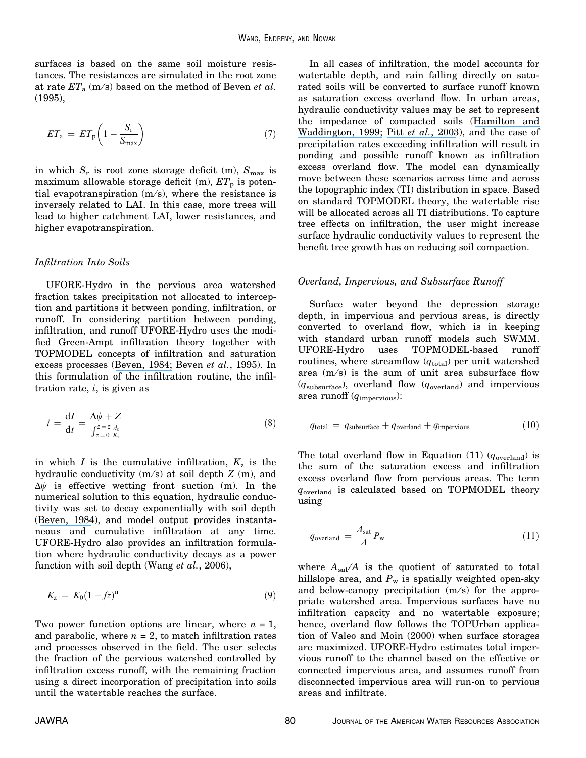surfaces is based on the same soil moisture resistances. The resistances are simulated in the root zone at rate $ET_a$ (m/s) based on the method of Beven *et al.* (1995),

$$ET_a = ET_p\left(1 - \frac{S_r}{S_{max}}\right) \tag{7}$$

in which $S_r$ is root zone storage deficit (m), $S_{max}$ is maximum allowable storage deficit (m), $ET_p$ is potential evapotranspiration (m/s), where the resistance is inversely related to LAI. In this case, more trees will lead to higher catchment LAI, lower resistances, and higher evapotranspiration.

### *Infiltration Into Soils*

UFORE-Hydro in the pervious area watershed fraction takes precipitation not allocated to interception and partitions it between ponding, infiltration, or runoff. In considering partition between ponding, infiltration, and runoff UFORE-Hydro uses the modified Green-Ampt infiltration theory together with TOPMODEL concepts of infiltration and saturation excess processes (Beven, 1984; Beven *et al.*, 1995). In this formulation of the infiltration routine, the infiltration rate, $i$, is given as

$$i = \frac{dI}{dt} = \frac{\Delta\psi + Z}{\int_{z=0}^{z=z} \frac{d_z}{K_z}} \tag{8}$$

in which $I$ is the cumulative infiltration, $K_z$ is the hydraulic conductivity (m/s) at soil depth $Z$ (m), and $\Delta\psi$ is effective wetting front suction (m). In the numerical solution to this equation, hydraulic conductivity was set to decay exponentially with soil depth (Beven, 1984), and model output provides instantaneous and cumulative infiltration at any time. UFORE-Hydro also provides an infiltration formulation where hydraulic conductivity decays as a power function with soil depth (Wang *et al.*, 2006),

$$K_z = K_0(1 - fz)^n \tag{9}$$

Two power function options are linear, where $n = 1$, and parabolic, where $n = 2$, to match infiltration rates and processes observed in the field. The user selects the fraction of the pervious watershed controlled by infiltration excess runoff, with the remaining fraction using a direct incorporation of precipitation into soils until the watertable reaches the surface.

In all cases of infiltration, the model accounts for watertable depth, and rain falling directly on saturated soils will be converted to surface runoff known as saturation excess overland flow. In urban areas, hydraulic conductivity values may be set to represent the impedance of compacted soils (Hamilton and Waddington, 1999; Pitt *et al.*, 2003), and the case of precipitation rates exceeding infiltration will result in ponding and possible runoff known as infiltration excess overland flow. The model can dynamically move between these scenarios across time and across the topographic index (TI) distribution in space. Based on standard TOPMODEL theory, the watertable rise will be allocated across all TI distributions. To capture tree effects on infiltration, the user might increase surface hydraulic conductivity values to represent the benefit tree growth has on reducing soil compaction.

### *Overland, Impervious, and Subsurface Runoff*

Surface water beyond the depression storage depth, in impervious and pervious areas, is directly converted to overland flow, which is in keeping with standard urban runoff models such SWMM. UFORE-Hydro uses TOPMODEL-based runoff routines, where streamflow ($q_{total}$) per unit watershed area (m/s) is the sum of unit area subsurface flow ($q_{subsurface}$), overland flow ($q_{overland}$) and impervious area runoff ($q_{impervious}$):

$$q_{total} = q_{subsurface} + q_{overland} + q_{impervious} \tag{10}$$

The total overland flow in Equation (11) ($q_{overland}$) is the sum of the saturation excess and infiltration excess overland flow from pervious areas. The term $q_{overland}$ is calculated based on TOPMODEL theory using

$$q_{overland} = \frac{A_{sat}}{A} P_w \tag{11}$$

where $A_{sat}/A$ is the quotient of saturated to total hillslope area, and $P_w$ is spatially weighted open-sky and below-canopy precipitation (m/s) for the appropriate watershed area. Impervious surfaces have no infiltration capacity and no watertable exposure; hence, overland flow follows the TOPUrban application of Valeo and Moin (2000) when surface storages are maximized. UFORE-Hydro estimates total impervious runoff to the channel based on the effective or connected impervious area, and assumes runoff from disconnected impervious area will run-on to pervious areas and infiltrate.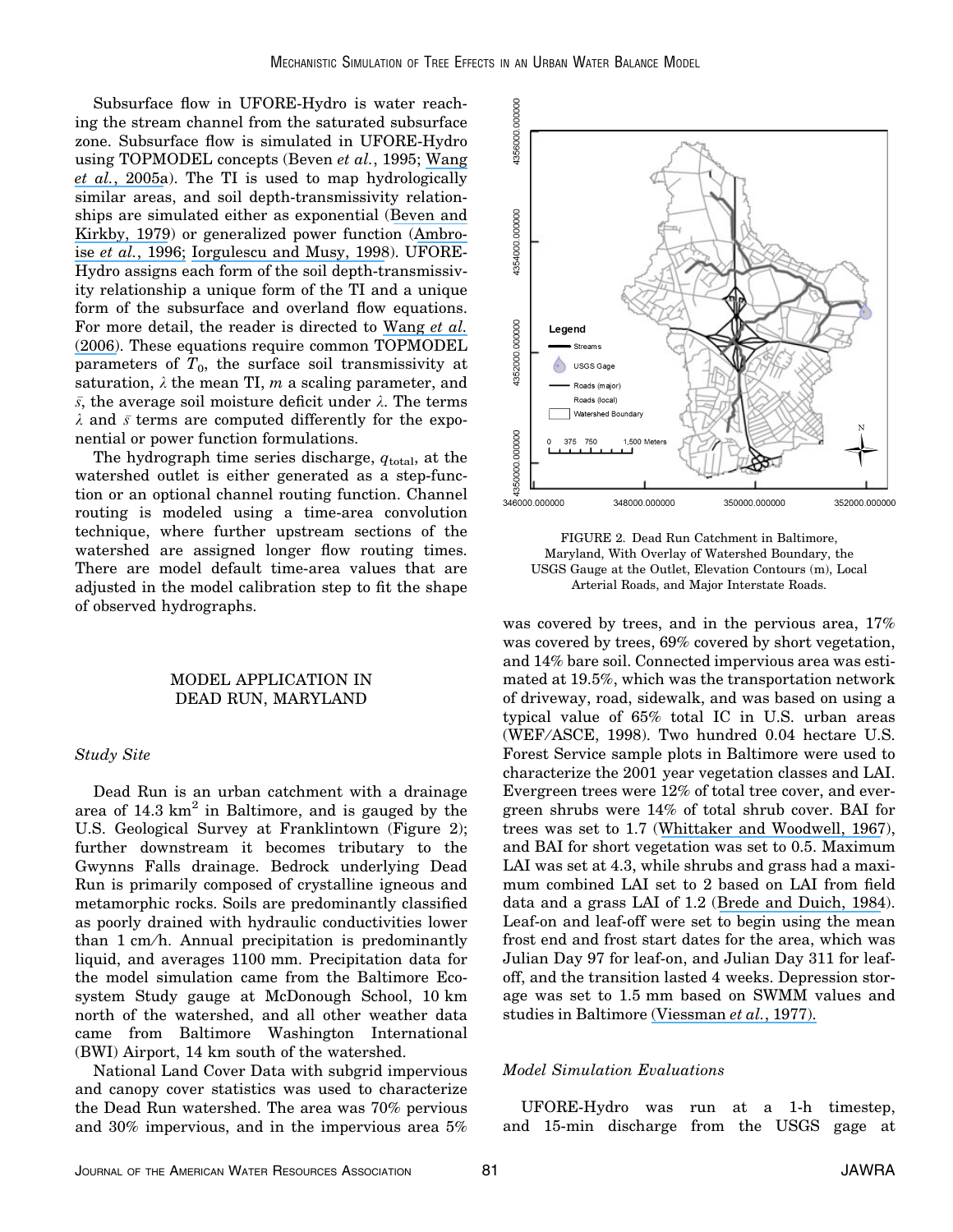Subsurface flow in UFORE-Hydro is water reaching the stream channel from the saturated subsurface zone. Subsurface flow is simulated in UFORE-Hydro using TOPMODEL concepts (Beven *et al.*, 1995; Wang *et al.*, 2005a). The TI is used to map hydrologically similar areas, and soil depth-transmissivity relationships are simulated either as exponential (Beven and Kirkby, 1979) or generalized power function (Ambroise *et al.*, 1996; Iorgulescu and Musy, 1998). UFORE-Hydro assigns each form of the soil depth-transmissivity relationship a unique form of the TI and a unique form of the subsurface and overland flow equations. For more detail, the reader is directed to Wang *et al.* (2006). These equations require common TOPMODEL parameters of $T_0$, the surface soil transmissivity at saturation, $\lambda$ the mean TI, $m$ a scaling parameter, and $\bar{s}$, the average soil moisture deficit under $\lambda$. The terms $\lambda$ and $\bar{s}$ terms are computed differently for the exponential or power function formulations.

The hydrograph time series discharge, $q_{\text{total}}$, at the watershed outlet is either generated as a step-function or an optional channel routing function. Channel routing is modeled using a time-area convolution technique, where further upstream sections of the watershed are assigned longer flow routing times. There are model default time-area values that are adjusted in the model calibration step to fit the shape of observed hydrographs.

## MODEL APPLICATION IN DEAD RUN, MARYLAND

### *Study Site*

Dead Run is an urban catchment with a drainage area of 14.3 $km^2$ in Baltimore, and is gauged by the U.S. Geological Survey at Franklintown (Figure 2); further downstream it becomes tributary to the Gwynns Falls drainage. Bedrock underlying Dead Run is primarily composed of crystalline igneous and metamorphic rocks. Soils are predominantly classified as poorly drained with hydraulic conductivities lower than 1 cm/h. Annual precipitation is predominantly liquid, and averages 1100 mm. Precipitation data for the model simulation came from the Baltimore Ecosystem Study gauge at McDonough School, 10 km north of the watershed, and all other weather data came from Baltimore Washington International (BWI) Airport, 14 km south of the watershed.

National Land Cover Data with subgrid impervious and canopy cover statistics was used to characterize the Dead Run watershed. The area was 70% pervious and 30% impervious, and in the impervious area 5% was covered by trees, and in the pervious area, 17% was covered by trees, 69% covered by short vegetation, and 14% bare soil. Connected impervious area was estimated at 19.5%, which was the transportation network of driveway, road, sidewalk, and was based on using a typical value of 65% total IC in U.S. urban areas (WEF/ASCE, 1998). Two hundred 0.04 hectare U.S. Forest Service sample plots in Baltimore were used to characterize the 2001 year vegetation classes and LAI. Evergreen trees were 12% of total tree cover, and evergreen shrubs were 14% of total shrub cover. BAI for trees was set to 1.7 (Whittaker and Woodwell, 1967), and BAI for short vegetation was set to 0.5. Maximum LAI was set at 4.3, while shrubs and grass had a maximum combined LAI set to 2 based on LAI from field data and a grass LAI of 1.2 (Brede and Duich, 1984). Leaf-on and leaf-off were set to begin using the mean frost end and frost start dates for the area, which was Julian Day 97 for leaf-on, and Julian Day 311 for leaf-off, and the transition lasted 4 weeks. Depression storage was set to 1.5 mm based on SWMM values and studies in Baltimore (Viessman *et al.*, 1977).

FIGURE 2. Dead Run Catchment in Baltimore, Maryland, With Overlay of Watershed Boundary, the USGS Gauge at the Outlet, Elevation Contours (m), Local Arterial Roads, and Major Interstate Roads.

### *Model Simulation Evaluations*

UFORE-Hydro was run at a 1-h timestep, and 15-min discharge from the USGS gage at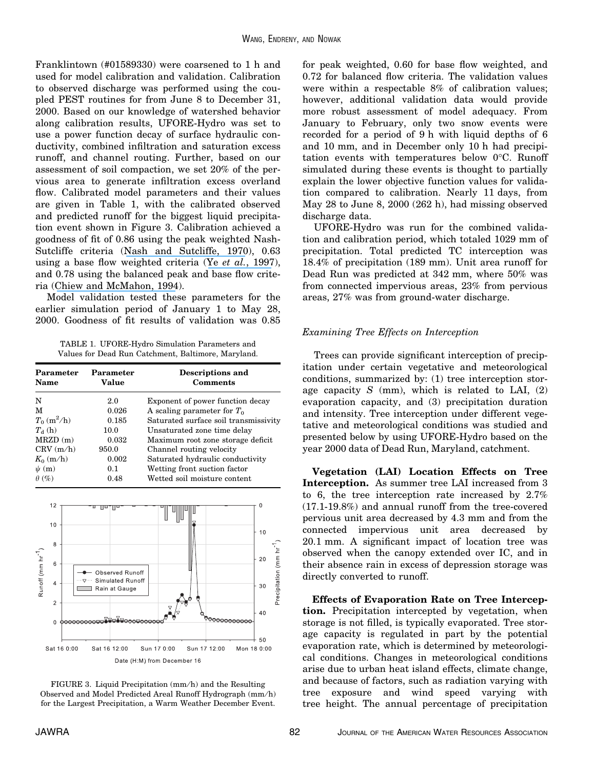Franklintown (#01589330) were coarsened to 1 h and used for model calibration and validation. Calibration to observed discharge was performed using the coupled PEST routines for from June 8 to December 31, 2000. Based on our knowledge of watershed behavior along calibration results, UFORE-Hydro was set to use a power function decay of surface hydraulic conductivity, combined infiltration and saturation excess runoff, and channel routing. Further, based on our assessment of soil compaction, we set 20% of the pervious area to generate infiltration excess overland flow. Calibrated model parameters and their values are given in Table 1, with the calibrated observed and predicted runoff for the biggest liquid precipitation event shown in Figure 3. Calibration achieved a goodness of fit of 0.86 using the peak weighted Nash-Sutcliffe criteria (Nash and Sutcliffe, 1970), 0.63 using a base flow weighted criteria (Ye *et al.*, 1997), and 0.78 using the balanced peak and base flow criteria (Chiew and McMahon, 1994).

Model validation tested these parameters for the earlier simulation period of January 1 to May 28, 2000. Goodness of fit results of validation was 0.85 for peak weighted, 0.60 for base flow weighted, and 0.72 for balanced flow criteria. The validation values were within a respectable 8% of calibration values; however, additional validation data would provide more robust assessment of model adequacy. From January to February, only two snow events were recorded for a period of 9 h with liquid depths of 6 and 10 mm, and in December only 10 h had precipitation events with temperatures below 0°C. Runoff simulated during these events is thought to partially explain the lower objective function values for validation compared to calibration. Nearly 11 days, from May 28 to June 8, 2000 (262 h), had missing observed discharge data.

TABLE 1. UFORE-Hydro Simulation Parameters and Values for Dead Run Catchment, Baltimore, Maryland.

| Parameter Name | Parameter Value | Descriptions and Comments |
|---|---|---|
| N | 2.0 | Exponent of power function decay |
| M | 0.026 | A scaling parameter for $T_0$ |
| $T_0$ ($m^2$/h) | 0.185 | Saturated surface soil transmissivity |
| $T_d$ (h) | 10.0 | Unsaturated zone time delay |
| MRZD (m) | 0.032 | Maximum root zone storage deficit |
| CRV (m/h) | 950.0 | Channel routing velocity |
| $K_0$ (m/h) | 0.002 | Saturated hydraulic conductivity |
| $\psi$ (m) | 0.1 | Wetting front suction factor |
| $\theta$ (%) | 0.48 | Wetted soil moisture content |

FIGURE 3. Liquid Precipitation (mm/h) and the Resulting Observed and Model Predicted Areal Runoff Hydrograph (mm/h) for the Largest Precipitation, a Warm Weather December Event.

UFORE-Hydro was run for the combined validation and calibration period, which totaled 1029 mm of precipitation. Total predicted TC interception was 18.4% of precipitation (189 mm). Unit area runoff for Dead Run was predicted at 342 mm, where 50% was from connected impervious areas, 23% from pervious areas, 27% was from ground-water discharge.

### *Examining Tree Effects on Interception*

Trees can provide significant interception of precipitation under certain vegetative and meteorological conditions, summarized by: (1) tree interception storage capacity $S$ (mm), which is related to LAI, (2) evaporation capacity, and (3) precipitation duration and intensity. Tree interception under different vegetative and meteorological conditions was studied and presented below by using UFORE-Hydro based on the year 2000 data of Dead Run, Maryland, catchment.

**Vegetation (LAI) Location Effects on Tree Interception.** As summer tree LAI increased from 3 to 6, the tree interception rate increased by 2.7% (17.1-19.8%) and annual runoff from the tree-covered pervious unit area decreased by 4.3 mm and from the connected impervious unit area decreased by 20.1 mm. A significant impact of location tree was observed when the canopy extended over IC, and in their absence rain in excess of depression storage was directly converted to runoff.

**Effects of Evaporation Rate on Tree Interception.** Precipitation intercepted by vegetation, when storage is not filled, is typically evaporated. Tree storage capacity is regulated in part by the potential evaporation rate, which is determined by meteorological conditions. Changes in meteorological conditions arise due to urban heat island effects, climate change, and because of factors, such as radiation varying with tree exposure and wind speed varying with tree height. The annual percentage of precipitation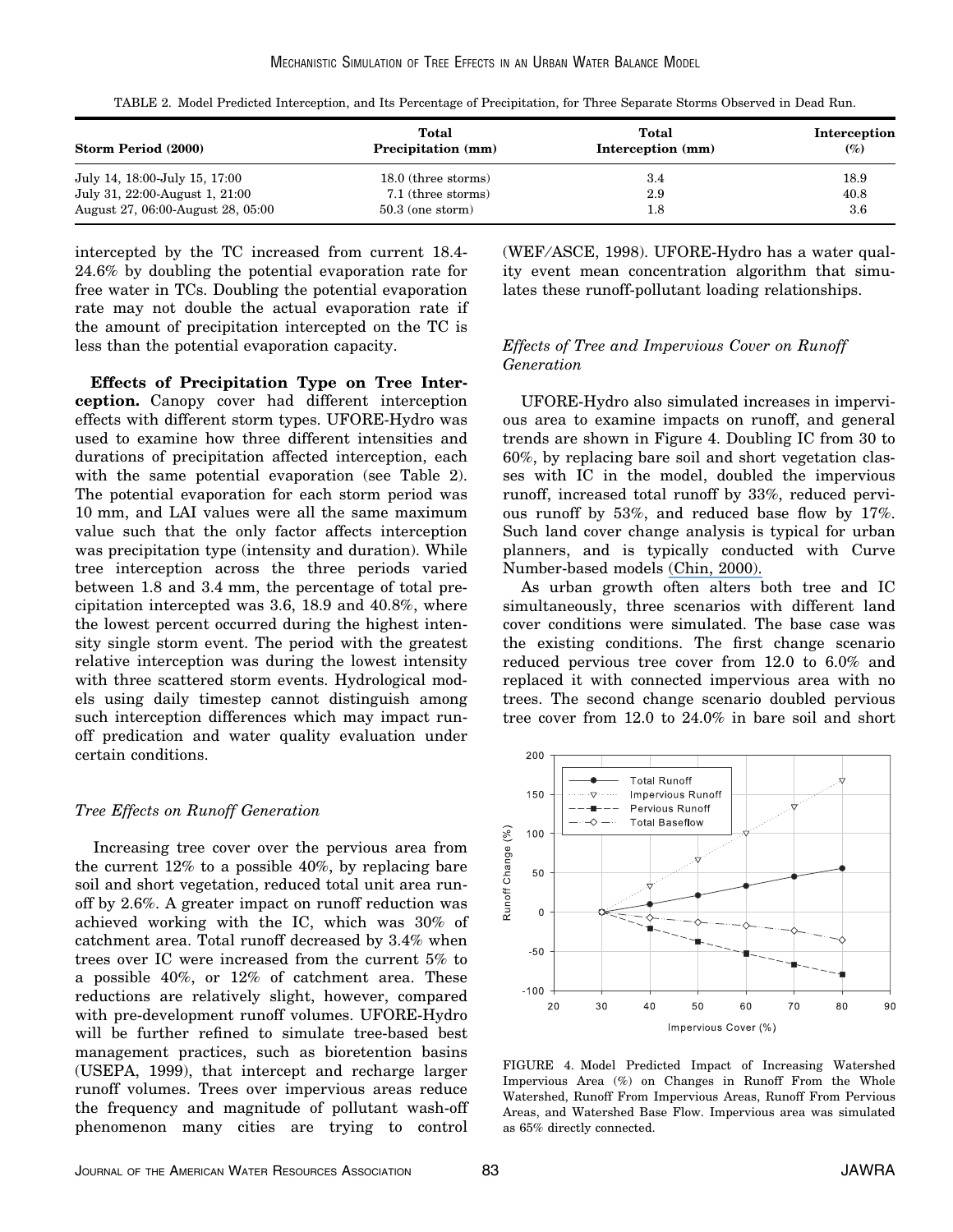TABLE 2. Model Predicted Interception, and Its Percentage of Precipitation, for Three Separate Storms Observed in Dead Run.

| Storm Period (2000) | Total Precipitation (mm) | Total Interception (mm) | Interception (%) |
|---|---|---|---|
| July 14, 18:00-July 15, 17:00 | 18.0 (three storms) | 3.4 | 18.9 |
| July 31, 22:00-August 1, 21:00 | 7.1 (three storms) | 2.9 | 40.8 |
| August 27, 06:00-August 28, 05:00 | 50.3 (one storm) | 1.8 | 3.6 |

intercepted by the TC increased from current 18.4-24.6% by doubling the potential evaporation rate for free water in TCs. Doubling the potential evaporation rate may not double the actual evaporation rate if the amount of precipitation intercepted on the TC is less than the potential evaporation capacity.

**Effects of Precipitation Type on Tree Interception.** Canopy cover had different interception effects with different storm types. UFORE-Hydro was used to examine how three different intensities and durations of precipitation affected interception, each with the same potential evaporation (see Table 2). The potential evaporation for each storm period was 10 mm, and LAI values were all the same maximum value such that the only factor affects interception was precipitation type (intensity and duration). While tree interception across the three periods varied between 1.8 and 3.4 mm, the percentage of total precipitation intercepted was 3.6, 18.9 and 40.8%, where the lowest percent occurred during the highest intensity single storm event. The period with the greatest relative interception was during the lowest intensity with three scattered storm events. Hydrological models using daily timestep cannot distinguish among such interception differences which may impact runoff predication and water quality evaluation under certain conditions.

### *Tree Effects on Runoff Generation*

Increasing tree cover over the pervious area from the current 12% to a possible 40%, by replacing bare soil and short vegetation, reduced total unit area runoff by 2.6%. A greater impact on runoff reduction was achieved working with the IC, which was 30% of catchment area. Total runoff decreased by 3.4% when trees over IC were increased from the current 5% to a possible 40%, or 12% of catchment area. These reductions are relatively slight, however, compared with pre-development runoff volumes. UFORE-Hydro will be further refined to simulate tree-based best management practices, such as bioretention basins (USEPA, 1999), that intercept and recharge larger runoff volumes. Trees over impervious areas reduce the frequency and magnitude of pollutant wash-off phenomenon many cities are trying to control (WEF/ASCE, 1998). UFORE-Hydro has a water quality event mean concentration algorithm that simulates these runoff-pollutant loading relationships.

### *Effects of Tree and Impervious Cover on Runoff Generation*

UFORE-Hydro also simulated increases in impervious area to examine impacts on runoff, and general trends are shown in Figure 4. Doubling IC from 30 to 60%, by replacing bare soil and short vegetation classes with IC in the model, doubled the impervious runoff, increased total runoff by 33%, reduced pervious runoff by 53%, and reduced base flow by 17%. Such land cover change analysis is typical for urban planners, and is typically conducted with Curve Number-based models (Chin, 2000).

As urban growth often alters both tree and IC simultaneously, three scenarios with different land cover conditions were simulated. The base case was the existing conditions. The first change scenario reduced pervious tree cover from 12.0 to 6.0% and replaced it with connected impervious area with no trees. The second change scenario doubled pervious tree cover from 12.0 to 24.0% in bare soil and short

FIGURE 4. Model Predicted Impact of Increasing Watershed Impervious Area (%) on Changes in Runoff From the Whole Watershed, Runoff From Impervious Areas, Runoff From Pervious Areas, and Watershed Base Flow. Impervious area was simulated as 65% directly connected.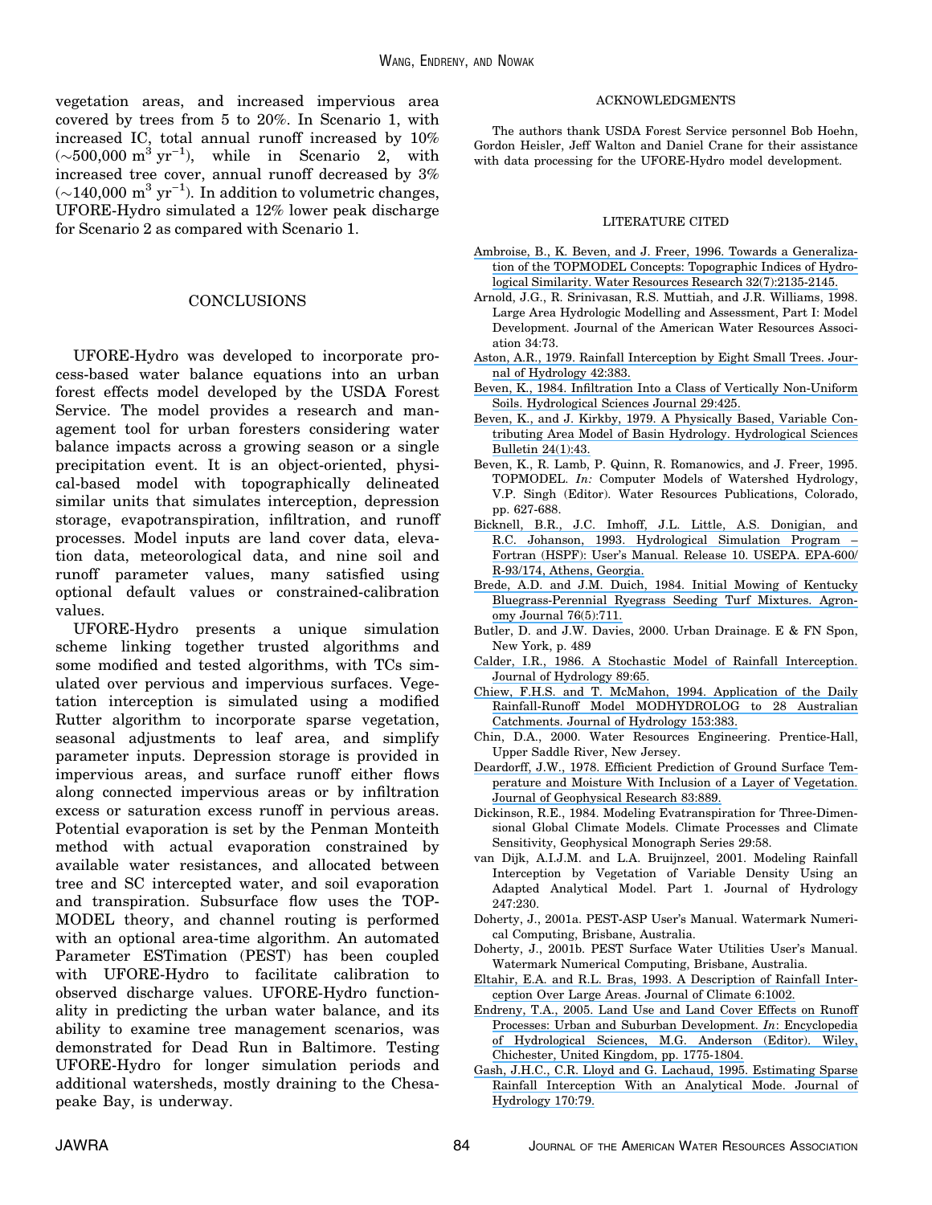vegetation areas, and increased impervious area covered by trees from 5 to 20%. In Scenario 1, with increased IC, total annual runoff increased by 10% ($\sim$500,000 $m^3$ $yr^{-1}$), while in Scenario 2, with increased tree cover, annual runoff decreased by 3% ($\sim$140,000 $m^3$ $yr^{-1}$). In addition to volumetric changes, UFORE-Hydro simulated a 12% lower peak discharge for Scenario 2 as compared with Scenario 1.

## CONCLUSIONS

UFORE-Hydro was developed to incorporate process-based water balance equations into an urban forest effects model developed by the USDA Forest Service. The model provides a research and management tool for urban foresters considering water balance impacts across a growing season or a single precipitation event. It is an object-oriented, physical-based model with topographically delineated similar units that simulates interception, depression storage, evapotranspiration, infiltration, and runoff processes. Model inputs are land cover data, elevation data, meteorological data, and nine soil and runoff parameter values, many satisfied using optional default values or constrained-calibration values.

UFORE-Hydro presents a unique simulation scheme linking together trusted algorithms and some modified and tested algorithms, with TCs simulated over pervious and impervious surfaces. Vegetation interception is simulated using a modified Rutter algorithm to incorporate sparse vegetation, seasonal adjustments to leaf area, and simplify parameter inputs. Depression storage is provided in impervious areas, and surface runoff either flows along connected impervious areas or by infiltration excess or saturation excess runoff in pervious areas. Potential evaporation is set by the Penman Monteith method with actual evaporation constrained by available water resistances, and allocated between tree and SC intercepted water, and soil evaporation and transpiration. Subsurface flow uses the TOPMODEL theory, and channel routing is performed with an optional area-time algorithm. An automated Parameter ESTimation (PEST) has been coupled with UFORE-Hydro to facilitate calibration to observed discharge values. UFORE-Hydro functionality in predicting the urban water balance, and its ability to examine tree management scenarios, was demonstrated for Dead Run in Baltimore. Testing UFORE-Hydro for longer simulation periods and additional watersheds, mostly draining to the Chesapeake Bay, is underway.

## ACKNOWLEDGMENTS

The authors thank USDA Forest Service personnel Bob Hoehn, Gordon Heisler, Jeff Walton and Daniel Crane for their assistance with data processing for the UFORE-Hydro model development.

## LITERATURE CITED

Ambroise, B., K. Beven, and J. Freer, 1996. Towards a Generalization of the TOPMODEL Concepts: Topographic Indices of Hydrological Similarity. Water Resources Research 32(7):2135-2145.

Arnold, J.G., R. Srinivasan, R.S. Muttiah, and J.R. Williams, 1998. Large Area Hydrologic Modelling and Assessment, Part I: Model Development. Journal of the American Water Resources Association 34:73.

Aston, A.R., 1979. Rainfall Interception by Eight Small Trees. Journal of Hydrology 42:383.

Beven, K., 1984. Infiltration Into a Class of Vertically Non-Uniform Soils. Hydrological Sciences Journal 29:425.

Beven, K., and J. Kirkby, 1979. A Physically Based, Variable Contributing Area Model of Basin Hydrology. Hydrological Sciences Bulletin 24(1):43.

Beven, K., R. Lamb, P. Quinn, R. Romanowics, and J. Freer, 1995. TOPMODEL. *In:* Computer Models of Watershed Hydrology, V.P. Singh (Editor). Water Resources Publications, Colorado, pp. 627-688.

Bicknell, B.R., J.C. Imhoff, J.L. Little, A.S. Donigian, and R.C. Johanson, 1993. Hydrological Simulation Program – Fortran (HSPF): User's Manual. Release 10. USEPA. EPA-600/R-93/174, Athens, Georgia.

Brede, A.D. and J.M. Duich, 1984. Initial Mowing of Kentucky Bluegrass-Perennial Ryegrass Seeding Turf Mixtures. Agronomy Journal 76(5):711.

Butler, D. and J.W. Davies, 2000. Urban Drainage. E & FN Spon, New York, p. 489

Calder, I.R., 1986. A Stochastic Model of Rainfall Interception. Journal of Hydrology 89:65.

Chiew, F.H.S. and T. McMahon, 1994. Application of the Daily Rainfall-Runoff Model MODHYDROLOG to 28 Australian Catchments. Journal of Hydrology 153:383.

Chin, D.A., 2000. Water Resources Engineering. Prentice-Hall, Upper Saddle River, New Jersey.

Deardorff, J.W., 1978. Efficient Prediction of Ground Surface Temperature and Moisture With Inclusion of a Layer of Vegetation. Journal of Geophysical Research 83:889.

Dickinson, R.E., 1984. Modeling Evatranspiration for Three-Dimensional Global Climate Models. Climate Processes and Climate Sensitivity, Geophysical Monograph Series 29:58.

van Dijk, A.I.J.M. and L.A. Bruijnzeel, 2001. Modeling Rainfall Interception by Vegetation of Variable Density Using an Adapted Analytical Model. Part 1. Journal of Hydrology 247:230.

Doherty, J., 2001a. PEST-ASP User's Manual. Watermark Numerical Computing, Brisbane, Australia.

Doherty, J., 2001b. PEST Surface Water Utilities User's Manual. Watermark Numerical Computing, Brisbane, Australia.

Eltahir, E.A. and R.L. Bras, 1993. A Description of Rainfall Interception Over Large Areas. Journal of Climate 6:1002.

Endreny, T.A., 2005. Land Use and Land Cover Effects on Runoff Processes: Urban and Suburban Development. *In*: Encyclopedia of Hydrological Sciences, M.G. Anderson (Editor). Wiley, Chichester, United Kingdom, pp. 1775-1804.

Gash, J.H.C., C.R. Lloyd and G. Lachaud, 1995. Estimating Sparse Rainfall Interception With an Analytical Mode. Journal of Hydrology 170:79.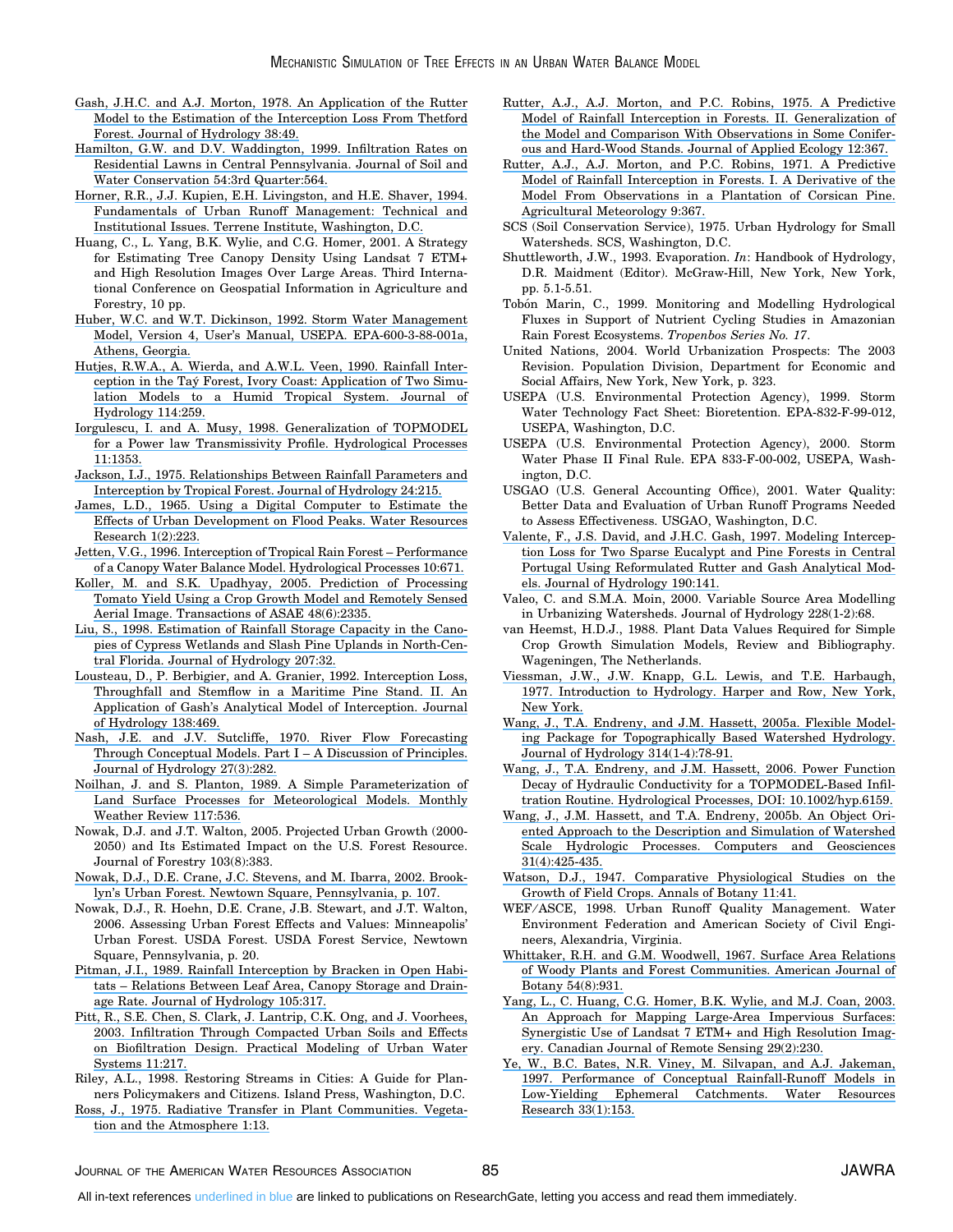Gash, J.H.C. and A.J. Morton, 1978. An Application of the Rutter Model to the Estimation of the Interception Loss From Thetford Forest. Journal of Hydrology 38:49.

Hamilton, G.W. and D.V. Waddington, 1999. Infiltration Rates on Residential Lawns in Central Pennsylvania. Journal of Soil and Water Conservation 54:3rd Quarter:564.

Horner, R.R., J.J. Kupien, E.H. Livingston, and H.E. Shaver, 1994. Fundamentals of Urban Runoff Management: Technical and Institutional Issues. Terrene Institute, Washington, D.C.

Huang, C., L. Yang, B.K. Wylie, and C.G. Homer, 2001. A Strategy for Estimating Tree Canopy Density Using Landsat 7 ETM+ and High Resolution Images Over Large Areas. Third International Conference on Geospatial Information in Agriculture and Forestry, 10 pp.

Huber, W.C. and W.T. Dickinson, 1992. Storm Water Management Model, Version 4, User's Manual, USEPA. EPA-600-3-88-001a, Athens, Georgia.

Hutjes, R.W.A., A. Wierda, and A.W.L. Veen, 1990. Rainfall Interception in the Taý Forest, Ivory Coast: Application of Two Simulation Models to a Humid Tropical System. Journal of Hydrology 114:259.

Iorgulescu, I. and A. Musy, 1998. Generalization of TOPMODEL for a Power law Transmissivity Profile. Hydrological Processes 11:1353.

Jackson, I.J., 1975. Relationships Between Rainfall Parameters and Interception by Tropical Forest. Journal of Hydrology 24:215.

James, L.D., 1965. Using a Digital Computer to Estimate the Effects of Urban Development on Flood Peaks. Water Resources Research 1(2):223.

Jetten, V.G., 1996. Interception of Tropical Rain Forest – Performance of a Canopy Water Balance Model. Hydrological Processes 10:671.

Koller, M. and S.K. Upadhyay, 2005. Prediction of Processing Tomato Yield Using a Crop Growth Model and Remotely Sensed Aerial Image. Transactions of ASAE 48(6):2335.

Liu, S., 1998. Estimation of Rainfall Storage Capacity in the Canopies of Cypress Wetlands and Slash Pine Uplands in North-Central Florida. Journal of Hydrology 207:32.

Lousteau, D., P. Berbigier, and A. Granier, 1992. Interception Loss, Throughfall and Stemflow in a Maritime Pine Stand. II. An Application of Gash's Analytical Model of Interception. Journal of Hydrology 138:469.

Nash, J.E. and J.V. Sutcliffe, 1970. River Flow Forecasting Through Conceptual Models. Part I – A Discussion of Principles. Journal of Hydrology 27(3):282.

Noilhan, J. and S. Planton, 1989. A Simple Parameterization of Land Surface Processes for Meteorological Models. Monthly Weather Review 117:536.

Nowak, D.J. and J.T. Walton, 2005. Projected Urban Growth (2000-2050) and Its Estimated Impact on the U.S. Forest Resource. Journal of Forestry 103(8):383.

Nowak, D.J., D.E. Crane, J.C. Stevens, and M. Ibarra, 2002. Brooklyn's Urban Forest. Newtown Square, Pennsylvania, p. 107.

Nowak, D.J., R. Hoehn, D.E. Crane, J.B. Stewart, and J.T. Walton, 2006. Assessing Urban Forest Effects and Values: Minneapolis' Urban Forest. USDA Forest. USDA Forest Service, Newtown Square, Pennsylvania, p. 20.

Pitman, J.I., 1989. Rainfall Interception by Bracken in Open Habitats – Relations Between Leaf Area, Canopy Storage and Drainage Rate. Journal of Hydrology 105:317.

Pitt, R., S.E. Chen, S. Clark, J. Lantrip, C.K. Ong, and J. Voorhees, 2003. Infiltration Through Compacted Urban Soils and Effects on Biofiltration Design. Practical Modeling of Urban Water Systems 11:217.

Riley, A.L., 1998. Restoring Streams in Cities: A Guide for Planners Policymakers and Citizens. Island Press, Washington, D.C.

Ross, J., 1975. Radiative Transfer in Plant Communities. Vegetation and the Atmosphere 1:13.

Rutter, A.J., A.J. Morton, and P.C. Robins, 1975. A Predictive Model of Rainfall Interception in Forests. II. Generalization of the Model and Comparison With Observations in Some Coniferous and Hard-Wood Stands. Journal of Applied Ecology 12:367.

Rutter, A.J., A.J. Morton, and P.C. Robins, 1971. A Predictive Model of Rainfall Interception in Forests. I. A Derivative of the Model From Observations in a Plantation of Corsican Pine. Agricultural Meteorology 9:367.

SCS (Soil Conservation Service), 1975. Urban Hydrology for Small Watersheds. SCS, Washington, D.C.

Shuttleworth, J.W., 1993. Evaporation. *In*: Handbook of Hydrology, D.R. Maidment (Editor). McGraw-Hill, New York, New York, pp. 5.1-5.51.

Tobón Marin, C., 1999. Monitoring and Modelling Hydrological Fluxes in Support of Nutrient Cycling Studies in Amazonian Rain Forest Ecosystems. *Tropenbos Series No. 17*.

United Nations, 2004. World Urbanization Prospects: The 2003 Revision. Population Division, Department for Economic and Social Affairs, New York, New York, p. 323.

USEPA (U.S. Environmental Protection Agency), 1999. Storm Water Technology Fact Sheet: Bioretention. EPA-832-F-99-012, USEPA, Washington, D.C.

USEPA (U.S. Environmental Protection Agency), 2000. Storm Water Phase II Final Rule. EPA 833-F-00-002, USEPA, Washington, D.C.

USGAO (U.S. General Accounting Office), 2001. Water Quality: Better Data and Evaluation of Urban Runoff Programs Needed to Assess Effectiveness. USGAO, Washington, D.C.

Valente, F., J.S. David, and J.H.C. Gash, 1997. Modeling Interception Loss for Two Sparse Eucalypt and Pine Forests in Central Portugal Using Reformulated Rutter and Gash Analytical Models. Journal of Hydrology 190:141.

Valeo, C. and S.M.A. Moin, 2000. Variable Source Area Modelling in Urbanizing Watersheds. Journal of Hydrology 228(1-2):68.

van Heemst, H.D.J., 1988. Plant Data Values Required for Simple Crop Growth Simulation Models, Review and Bibliography. Wageningen, The Netherlands.

Viessman, J.W., J.W. Knapp, G.L. Lewis, and T.E. Harbaugh, 1977. Introduction to Hydrology. Harper and Row, New York, New York.

Wang, J., T.A. Endreny, and J.M. Hassett, 2005a. Flexible Modeling Package for Topographically Based Watershed Hydrology. Journal of Hydrology 314(1-4):78-91.

Wang, J., T.A. Endreny, and J.M. Hassett, 2006. Power Function Decay of Hydraulic Conductivity for a TOPMODEL-Based Infiltration Routine. Hydrological Processes, DOI: 10.1002/hyp.6159.

Wang, J., J.M. Hassett, and T.A. Endreny, 2005b. An Object Oriented Approach to the Description and Simulation of Watershed Scale Hydrologic Processes. Computers and Geosciences 31(4):425-435.

Watson, D.J., 1947. Comparative Physiological Studies on the Growth of Field Crops. Annals of Botany 11:41.

WEF/ASCE, 1998. Urban Runoff Quality Management. Water Environment Federation and American Society of Civil Engineers, Alexandria, Virginia.

Whittaker, R.H. and G.M. Woodwell, 1967. Surface Area Relations of Woody Plants and Forest Communities. American Journal of Botany 54(8):931.

Yang, L., C. Huang, C.G. Homer, B.K. Wylie, and M.J. Coan, 2003. An Approach for Mapping Large-Area Impervious Surfaces: Synergistic Use of Landsat 7 ETM+ and High Resolution Imagery. Canadian Journal of Remote Sensing 29(2):230.

Ye, W., B.C. Bates, N.R. Viney, M. Silvapan, and A.J. Jakeman, 1997. Performance of Conceptual Rainfall-Runoff Models in Low-Yielding Ephemeral Catchments. Water Resources Research 33(1):153.

All in-text references underlined in blue are linked to publications on ResearchGate, letting you access and read them immediately.